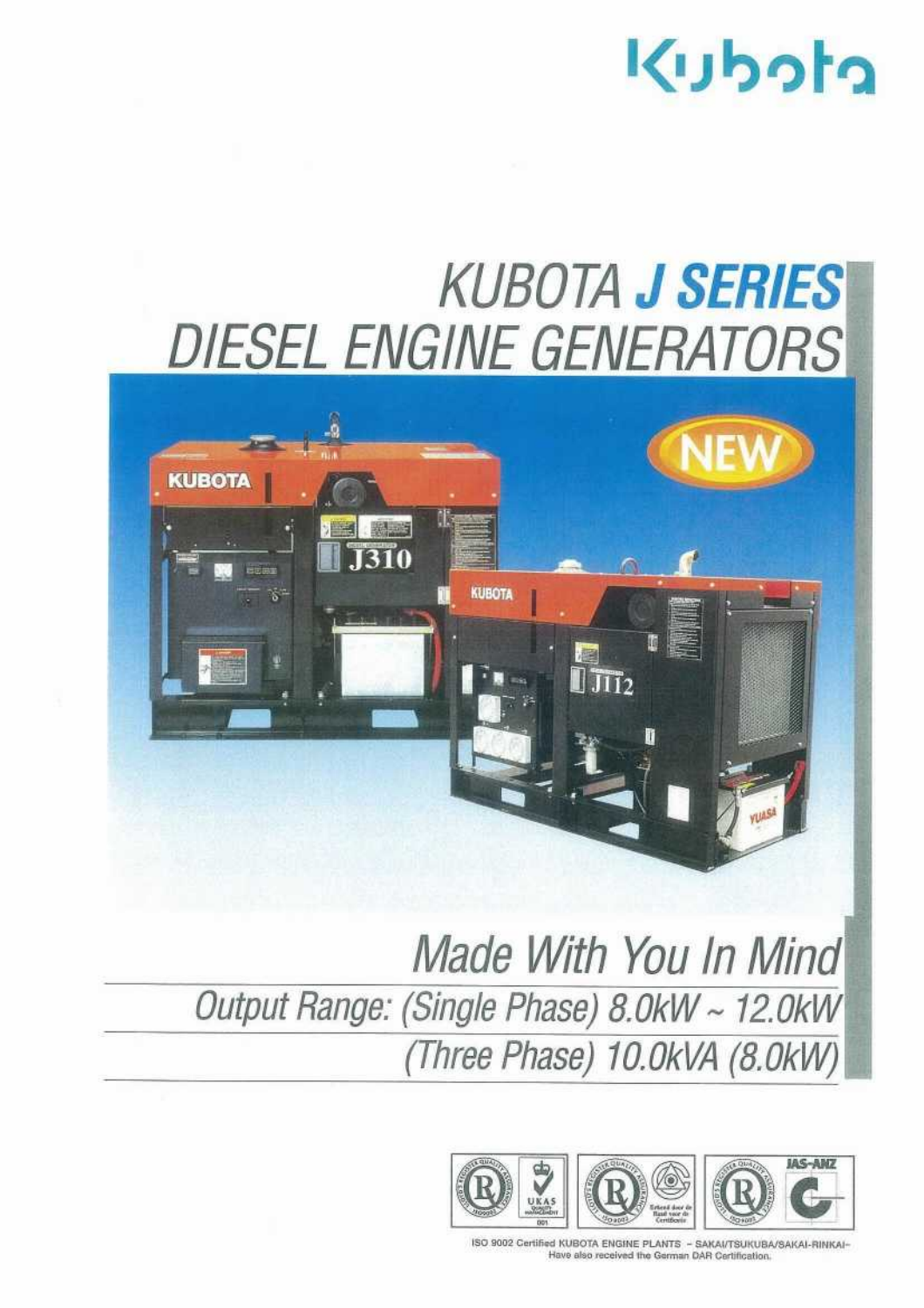Kubota

# KUBOTA J SERIES DIESEL ENGINE GENERATORS

NEW

## *Made With You In Mind*

*Output Range: (Single Phase) 8.0kW ~ 12.0kW*

*(Three Phase) 10.0kVA (8.0kW)*

ISO 9002 Certified KUBOTA ENGINE PLANTS - SAKAI/TSUKUBA/SAKAI-RINKAI- Have also received the German DAR Certification.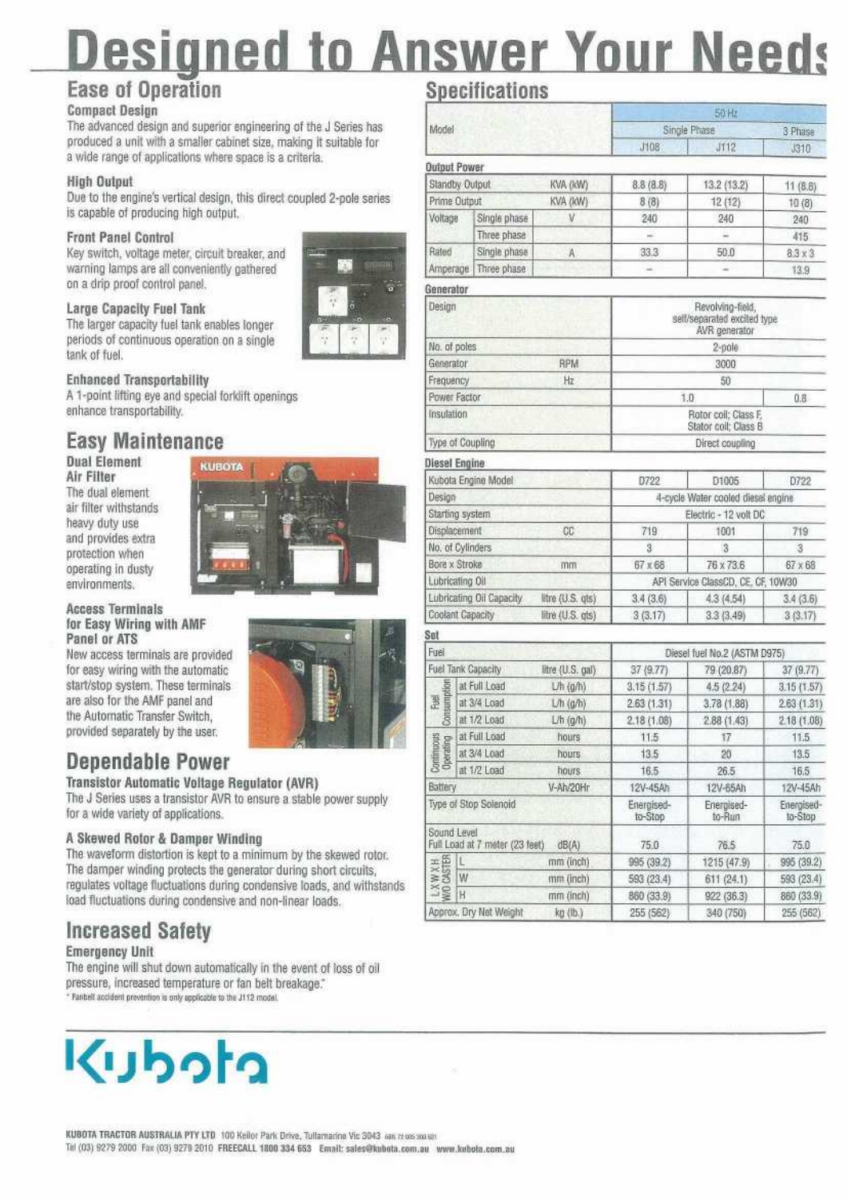# Designed to Answer Your Needs

## Ease of Operation

### Compact Design

The advanced design and superior engineering of the J Series has produced a unit with a smaller cabinet size, making it suitable for a wide range of applications where space is a criteria.

### High Output

Due to the engine's vertical design, this direct coupled 2-pole series is capable of producing high output.

### Front Panel Control

Key switch, voltage meter, circuit breaker, and warning lamps are all conveniently gathered on a drip proof control panel.

### Large Capacity Fuel Tank

The larger capacity fuel tank enables longer periods of continuous operation on a single tank of fuel.

### Enhanced Transportability

A 1-point lifting eye and special forklift openings enhance transportability.

## Easy Maintenance

### Dual Element Air Filter

The dual element air filter withstands heavy duty use and provides extra protection when operating in dusty environments.

### Access Terminals for Easy Wiring with AMF Panel or ATS

New access terminals are provided for easy wiring with the automatic start/stop system. These terminals are also for the AMF panel and the Automatic Transfer Switch, provided separately by the user.

## Dependable Power

### Transistor Automatic Voltage Regulator (AVR)

The J Series uses a transistor AVR to ensure a stable power supply for a wide variety of applications.

### A Skewed Rotor & Damper Winding

The waveform distortion is kept to a minimum by the skewed rotor. The damper winding protects the generator during short circuits, regulates voltage fluctuations during condensive loads, and withstands load fluctuations during condensive and non-linear loads.

## Increased Safety

### Emergency Unit

The engine will shut down automatically in the event of loss of oil pressure, increased temperature or fan belt breakage.*

* Fanbelt accident prevention is only applicable to the J112 model.

## Specifications

| Model | | | 50 Hz | | |
|---|---|---|---|---|---|
| | | | Single Phase | | 3 Phase |
| | | | J108 | J112 | J310 |
| **Output Power** | | | | | |
| Standby Output | | KVA (kW) | 8.8 (8.8) | 13.2 (13.2) | 11 (8.8) |
| Prime Output | | KVA (kW) | 8 (8) | 12 (12) | 10 (8) |
| Voltage | Single phase | V | 240 | 240 | 240 |
| | Three phase | | – | – | 415 |
| Rated Amperage | Single phase | A | 33.3 | 50.0 | 8.3 x 3 |
| | Three phase | | – | – | 13.9 |
| **Generator** | | | | | |
| Design | | | Revolving-field, self/separated excited type AVR generator | | |
| No. of poles | | | 2-pole | | |
| Generator | | RPM | 3000 | | |
| Frequency | | Hz | 50 | | |
| Power Factor | | | 1.0 | | 0.8 |
| Insulation | | | Rotor coil; Class F, Stator coil; Class B | | |
| Type of Coupling | | | Direct coupling | | |
| **Diesel Engine** | | | | | |
| Kubota Engine Model | | | D722 | D1005 | D722 |
| Design | | | 4-cycle Water cooled diesel engine | | |
| Starting system | | | Electric - 12 volt DC | | |
| Displacement | | CC | 719 | 1001 | 719 |
| No. of Cylinders | | | 3 | 3 | 3 |
| Bore x Stroke | | mm | 67 x 68 | 76 x 73.6 | 67 x 68 |
| Lubricating Oil | | | API Service ClassCD, CE, CF, 10W30 | | |
| Lubricating Oil Capacity | | litre (U.S. qts) | 3.4 (3.6) | 4.3 (4.54) | 3.4 (3.6) |
| Coolant Capacity | | litre (U.S. qts) | 3 (3.17) | 3.3 (3.49) | 3 (3.17) |
| **Set** | | | | | |
| Fuel | | | Diesel fuel No.2 (ASTM D975) | | |
| Fuel Tank Capacity | | litre (U.S. gal) | 37 (9.77) | 79 (20.87) | 37 (9.77) |
| Fuel Consumption | at Full Load | L/h (g/h) | 3.15 (1.57) | 4.5 (2.24) | 3.15 (1.57) |
| | at 3/4 Load | L/h (g/h) | 2.63 (1.31) | 3.78 (1.88) | 2.63 (1.31) |
| | at 1/2 Load | L/h (g/h) | 2.18 (1.08) | 2.88 (1.43) | 2.18 (1.08) |
| Continuous Operating | at Full Load | hours | 11.5 | 17 | 11.5 |
| | at 3/4 Load | hours | 13.5 | 20 | 13.5 |
| | at 1/2 Load | hours | 16.5 | 26.5 | 16.5 |
| Battery | | V-Ah/20Hr | 12V-45Ah | 12V-65Ah | 12V-45Ah |
| Type of Stop Solenoid | | | Energised-to-Stop | Energised-to-Run | Energised-to-Stop |
| Sound Level Full Load at 7 meter (23 feet) | | dB(A) | 75.0 | 76.5 | 75.0 |
| L X W X H W/O CASTER | L | mm (inch) | 995 (39.2) | 1215 (47.9) | 995 (39.2) |
| | W | mm (inch) | 593 (23.4) | 611 (24.1) | 593 (23.4) |
| | H | mm (inch) | 860 (33.9) | 922 (36.3) | 860 (33.9) |
| Approx. Dry Net Weight | | kg (lb.) | 255 (562) | 340 (750) | 255 (562) |

Kubota

**KUBOTA TRACTOR AUSTRALIA PTY LTD** 100 Keilor Park Drive, Tullamarine Vic 3043 ABN 72 005 308 621
Tel (03) 9279 2000 Fax (03) 9279 2010 **FREECALL 1800 334 653 Email: sales@kubota.com.au www.kubota.com.au**